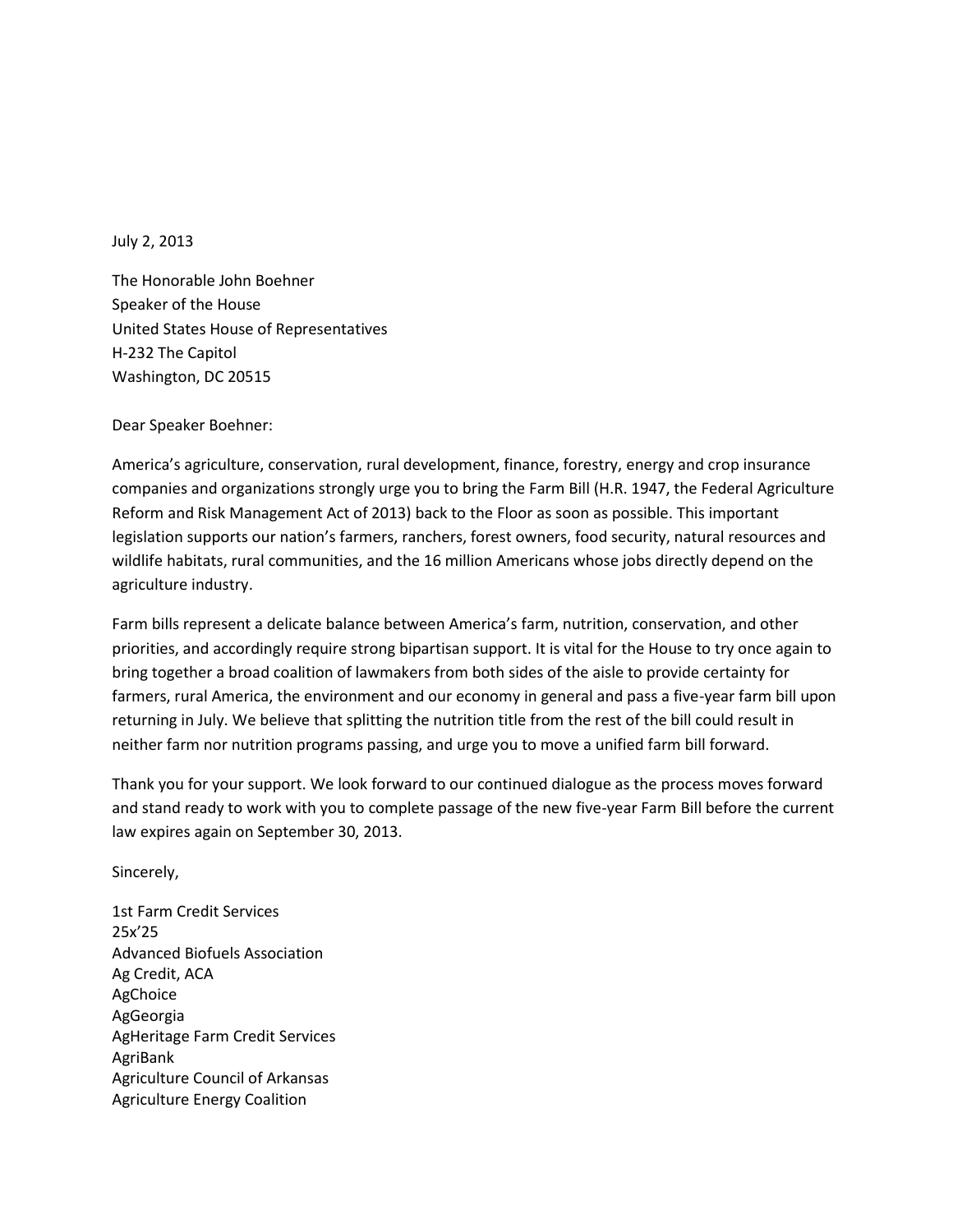July 2, 2013

The Honorable John Boehner
Speaker of the House
United States House of Representatives
H-232 The Capitol
Washington, DC 20515

Dear Speaker Boehner:

America's agriculture, conservation, rural development, finance, forestry, energy and crop insurance companies and organizations strongly urge you to bring the Farm Bill (H.R. 1947, the Federal Agriculture Reform and Risk Management Act of 2013) back to the Floor as soon as possible. This important legislation supports our nation's farmers, ranchers, forest owners, food security, natural resources and wildlife habitats, rural communities, and the 16 million Americans whose jobs directly depend on the agriculture industry.

Farm bills represent a delicate balance between America's farm, nutrition, conservation, and other priorities, and accordingly require strong bipartisan support. It is vital for the House to try once again to bring together a broad coalition of lawmakers from both sides of the aisle to provide certainty for farmers, rural America, the environment and our economy in general and pass a five-year farm bill upon returning in July. We believe that splitting the nutrition title from the rest of the bill could result in neither farm nor nutrition programs passing, and urge you to move a unified farm bill forward.

Thank you for your support. We look forward to our continued dialogue as the process moves forward and stand ready to work with you to complete passage of the new five-year Farm Bill before the current law expires again on September 30, 2013.

Sincerely,

1st Farm Credit Services
25x'25
Advanced Biofuels Association
Ag Credit, ACA
AgChoice
AgGeorgia
AgHeritage Farm Credit Services
AgriBank
Agriculture Council of Arkansas
Agriculture Energy Coalition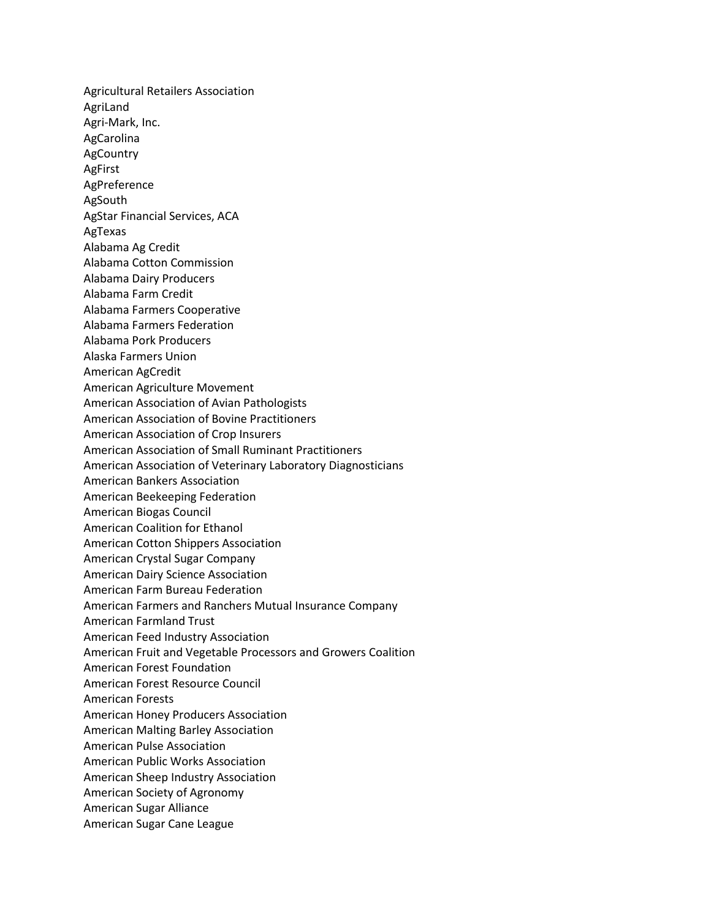Agricultural Retailers Association
AgriLand
Agri-Mark, Inc.
AgCarolina
AgCountry
AgFirst
AgPreference
AgSouth
AgStar Financial Services, ACA
AgTexas
Alabama Ag Credit
Alabama Cotton Commission
Alabama Dairy Producers
Alabama Farm Credit
Alabama Farmers Cooperative
Alabama Farmers Federation
Alabama Pork Producers
Alaska Farmers Union
American AgCredit
American Agriculture Movement
American Association of Avian Pathologists
American Association of Bovine Practitioners
American Association of Crop Insurers
American Association of Small Ruminant Practitioners
American Association of Veterinary Laboratory Diagnosticians
American Bankers Association
American Beekeeping Federation
American Biogas Council
American Coalition for Ethanol
American Cotton Shippers Association
American Crystal Sugar Company
American Dairy Science Association
American Farm Bureau Federation
American Farmers and Ranchers Mutual Insurance Company
American Farmland Trust
American Feed Industry Association
American Fruit and Vegetable Processors and Growers Coalition
American Forest Foundation
American Forest Resource Council
American Forests
American Honey Producers Association
American Malting Barley Association
American Pulse Association
American Public Works Association
American Sheep Industry Association
American Society of Agronomy
American Sugar Alliance
American Sugar Cane League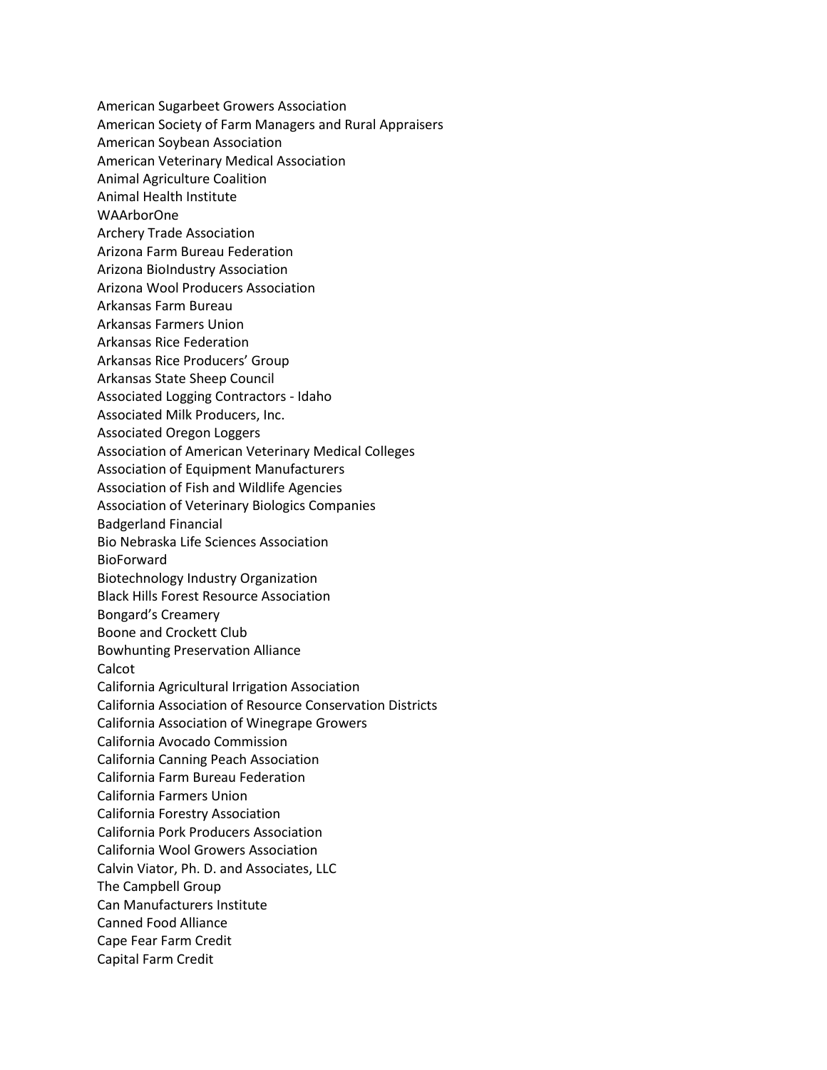American Sugarbeet Growers Association
American Society of Farm Managers and Rural Appraisers
American Soybean Association
American Veterinary Medical Association
Animal Agriculture Coalition
Animal Health Institute
WAArborOne
Archery Trade Association
Arizona Farm Bureau Federation
Arizona BioIndustry Association
Arizona Wool Producers Association
Arkansas Farm Bureau
Arkansas Farmers Union
Arkansas Rice Federation
Arkansas Rice Producers' Group
Arkansas State Sheep Council
Associated Logging Contractors - Idaho
Associated Milk Producers, Inc.
Associated Oregon Loggers
Association of American Veterinary Medical Colleges
Association of Equipment Manufacturers
Association of Fish and Wildlife Agencies
Association of Veterinary Biologics Companies
Badgerland Financial
Bio Nebraska Life Sciences Association
BioForward
Biotechnology Industry Organization
Black Hills Forest Resource Association
Bongard's Creamery
Boone and Crockett Club
Bowhunting Preservation Alliance
Calcot
California Agricultural Irrigation Association
California Association of Resource Conservation Districts
California Association of Winegrape Growers
California Avocado Commission
California Canning Peach Association
California Farm Bureau Federation
California Farmers Union
California Forestry Association
California Pork Producers Association
California Wool Growers Association
Calvin Viator, Ph. D. and Associates, LLC
The Campbell Group
Can Manufacturers Institute
Canned Food Alliance
Cape Fear Farm Credit
Capital Farm Credit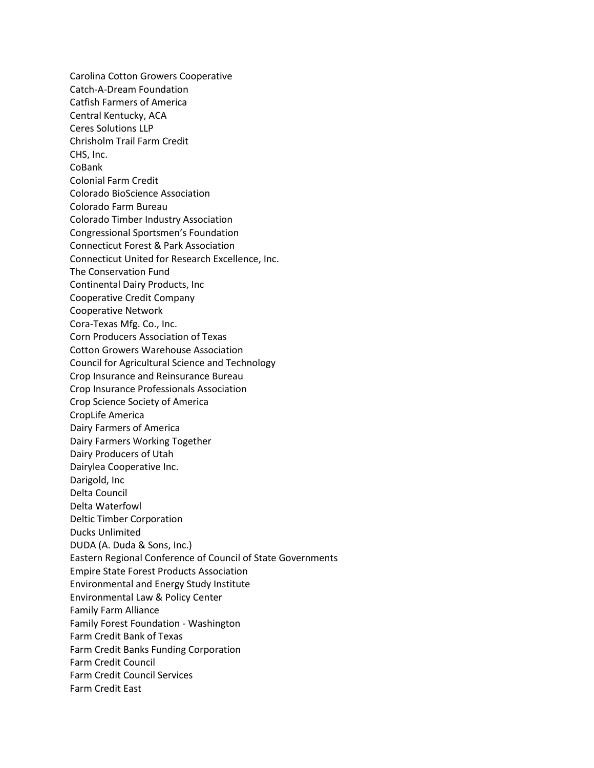Carolina Cotton Growers Cooperative
Catch-A-Dream Foundation
Catfish Farmers of America
Central Kentucky, ACA
Ceres Solutions LLP
Chrisholm Trail Farm Credit
CHS, Inc.
CoBank
Colonial Farm Credit
Colorado BioScience Association
Colorado Farm Bureau
Colorado Timber Industry Association
Congressional Sportsmen's Foundation
Connecticut Forest & Park Association
Connecticut United for Research Excellence, Inc.
The Conservation Fund
Continental Dairy Products, Inc
Cooperative Credit Company
Cooperative Network
Cora-Texas Mfg. Co., Inc.
Corn Producers Association of Texas
Cotton Growers Warehouse Association
Council for Agricultural Science and Technology
Crop Insurance and Reinsurance Bureau
Crop Insurance Professionals Association
Crop Science Society of America
CropLife America
Dairy Farmers of America
Dairy Farmers Working Together
Dairy Producers of Utah
Dairylea Cooperative Inc.
Darigold, Inc
Delta Council
Delta Waterfowl
Deltic Timber Corporation
Ducks Unlimited
DUDA (A. Duda & Sons, Inc.)
Eastern Regional Conference of Council of State Governments
Empire State Forest Products Association
Environmental and Energy Study Institute
Environmental Law & Policy Center
Family Farm Alliance
Family Forest Foundation - Washington
Farm Credit Bank of Texas
Farm Credit Banks Funding Corporation
Farm Credit Council
Farm Credit Council Services
Farm Credit East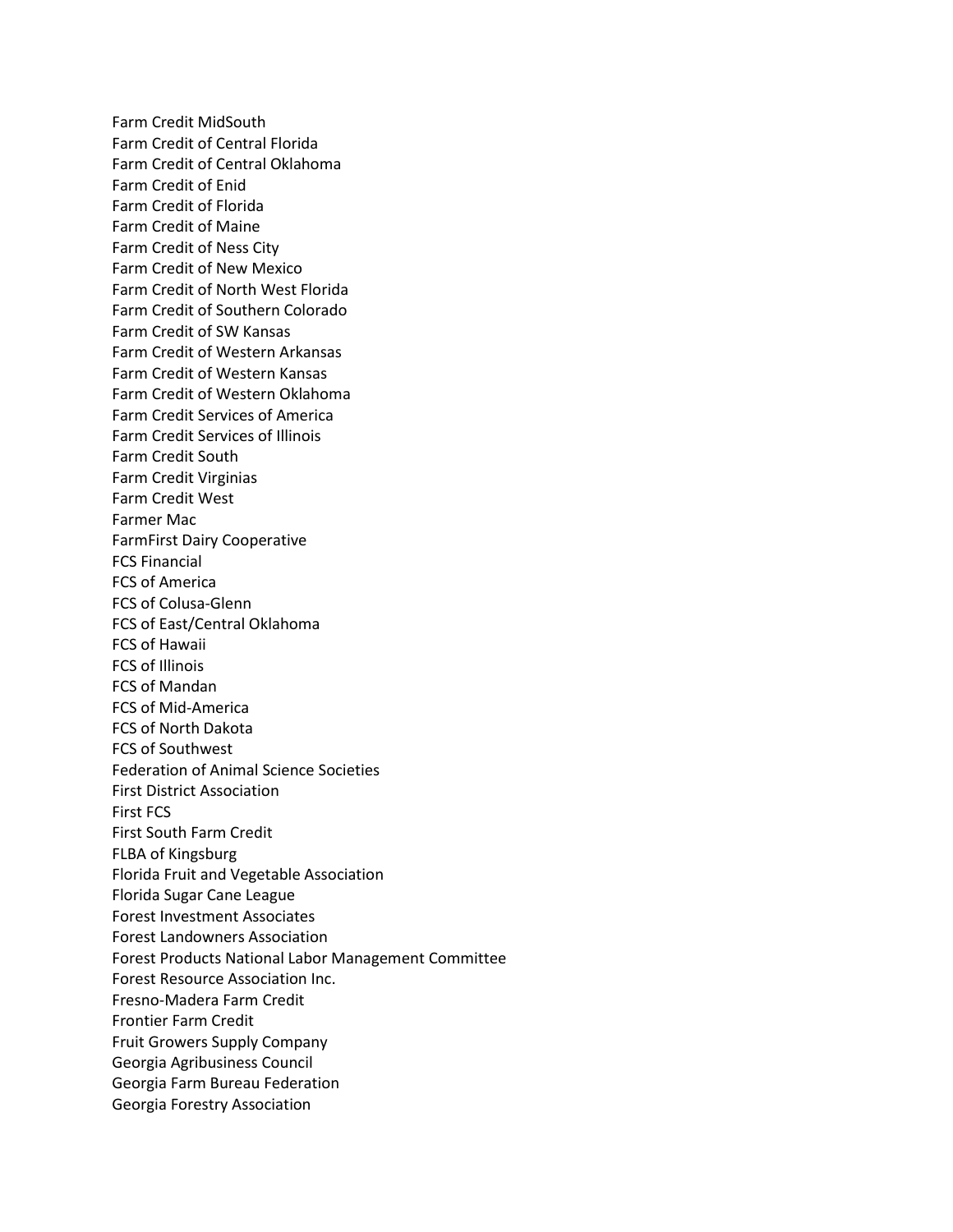Farm Credit MidSouth
Farm Credit of Central Florida
Farm Credit of Central Oklahoma
Farm Credit of Enid
Farm Credit of Florida
Farm Credit of Maine
Farm Credit of Ness City
Farm Credit of New Mexico
Farm Credit of North West Florida
Farm Credit of Southern Colorado
Farm Credit of SW Kansas
Farm Credit of Western Arkansas
Farm Credit of Western Kansas
Farm Credit of Western Oklahoma
Farm Credit Services of America
Farm Credit Services of Illinois
Farm Credit South
Farm Credit Virginias
Farm Credit West
Farmer Mac
FarmFirst Dairy Cooperative
FCS Financial
FCS of America
FCS of Colusa-Glenn
FCS of East/Central Oklahoma
FCS of Hawaii
FCS of Illinois
FCS of Mandan
FCS of Mid-America
FCS of North Dakota
FCS of Southwest
Federation of Animal Science Societies
First District Association
First FCS
First South Farm Credit
FLBA of Kingsburg
Florida Fruit and Vegetable Association
Florida Sugar Cane League
Forest Investment Associates
Forest Landowners Association
Forest Products National Labor Management Committee
Forest Resource Association Inc.
Fresno-Madera Farm Credit
Frontier Farm Credit
Fruit Growers Supply Company
Georgia Agribusiness Council
Georgia Farm Bureau Federation
Georgia Forestry Association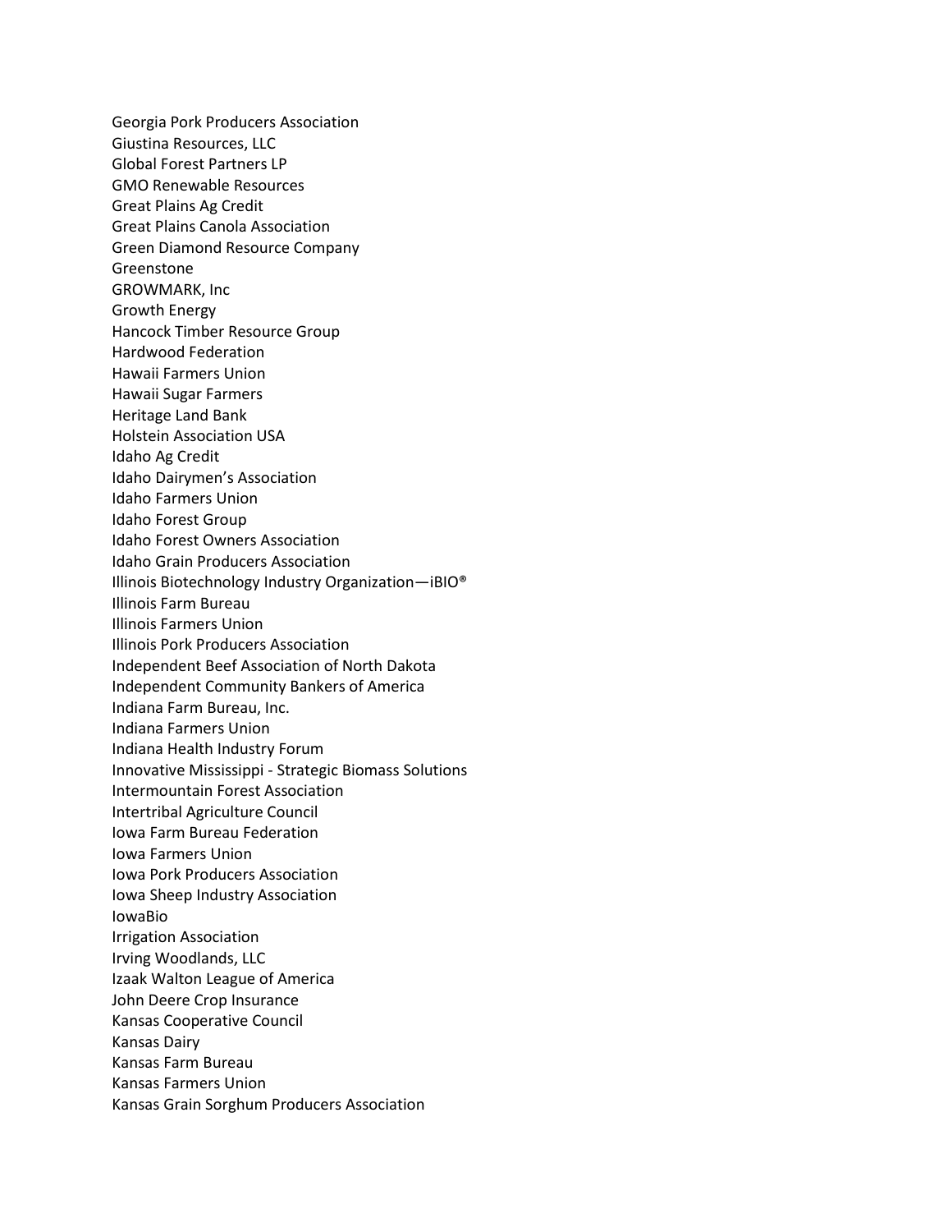Georgia Pork Producers Association
Giustina Resources, LLC
Global Forest Partners LP
GMO Renewable Resources
Great Plains Ag Credit
Great Plains Canola Association
Green Diamond Resource Company
Greenstone
GROWMARK, Inc
Growth Energy
Hancock Timber Resource Group
Hardwood Federation
Hawaii Farmers Union
Hawaii Sugar Farmers
Heritage Land Bank
Holstein Association USA
Idaho Ag Credit
Idaho Dairymen's Association
Idaho Farmers Union
Idaho Forest Group
Idaho Forest Owners Association
Idaho Grain Producers Association
Illinois Biotechnology Industry Organization—iBIO®
Illinois Farm Bureau
Illinois Farmers Union
Illinois Pork Producers Association
Independent Beef Association of North Dakota
Independent Community Bankers of America
Indiana Farm Bureau, Inc.
Indiana Farmers Union
Indiana Health Industry Forum
Innovative Mississippi - Strategic Biomass Solutions
Intermountain Forest Association
Intertribal Agriculture Council
Iowa Farm Bureau Federation
Iowa Farmers Union
Iowa Pork Producers Association
Iowa Sheep Industry Association
IowaBio
Irrigation Association
Irving Woodlands, LLC
Izaak Walton League of America
John Deere Crop Insurance
Kansas Cooperative Council
Kansas Dairy
Kansas Farm Bureau
Kansas Farmers Union
Kansas Grain Sorghum Producers Association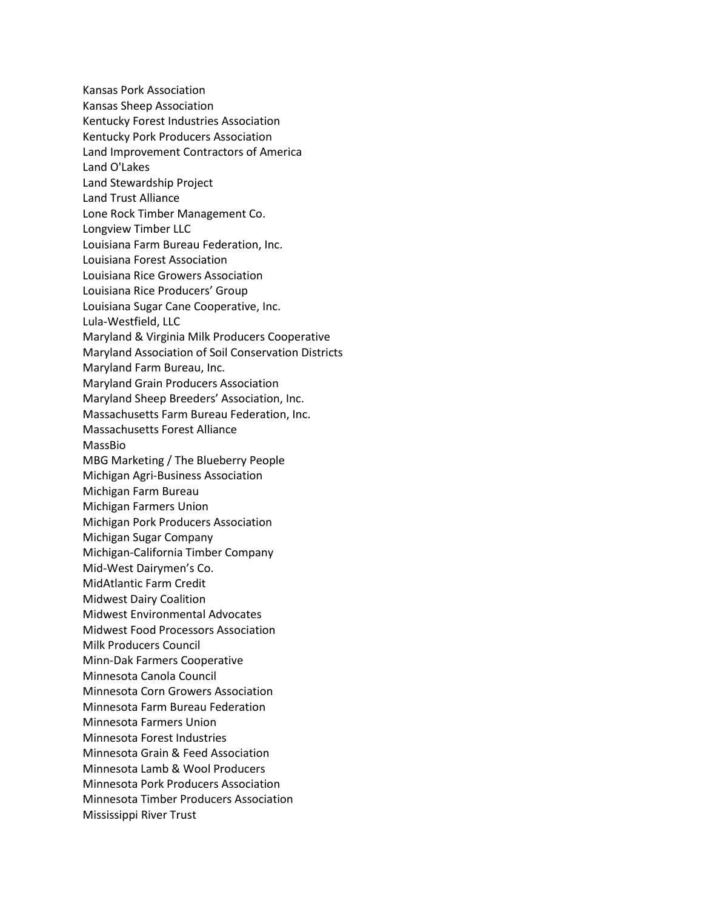Kansas Pork Association
Kansas Sheep Association
Kentucky Forest Industries Association
Kentucky Pork Producers Association
Land Improvement Contractors of America
Land O'Lakes
Land Stewardship Project
Land Trust Alliance
Lone Rock Timber Management Co.
Longview Timber LLC
Louisiana Farm Bureau Federation, Inc.
Louisiana Forest Association
Louisiana Rice Growers Association
Louisiana Rice Producers' Group
Louisiana Sugar Cane Cooperative, Inc.
Lula-Westfield, LLC
Maryland & Virginia Milk Producers Cooperative
Maryland Association of Soil Conservation Districts
Maryland Farm Bureau, Inc.
Maryland Grain Producers Association
Maryland Sheep Breeders' Association, Inc.
Massachusetts Farm Bureau Federation, Inc.
Massachusetts Forest Alliance
MassBio
MBG Marketing / The Blueberry People
Michigan Agri-Business Association
Michigan Farm Bureau
Michigan Farmers Union
Michigan Pork Producers Association
Michigan Sugar Company
Michigan-California Timber Company
Mid-West Dairymen's Co.
MidAtlantic Farm Credit
Midwest Dairy Coalition
Midwest Environmental Advocates
Midwest Food Processors Association
Milk Producers Council
Minn-Dak Farmers Cooperative
Minnesota Canola Council
Minnesota Corn Growers Association
Minnesota Farm Bureau Federation
Minnesota Farmers Union
Minnesota Forest Industries
Minnesota Grain & Feed Association
Minnesota Lamb & Wool Producers
Minnesota Pork Producers Association
Minnesota Timber Producers Association
Mississippi River Trust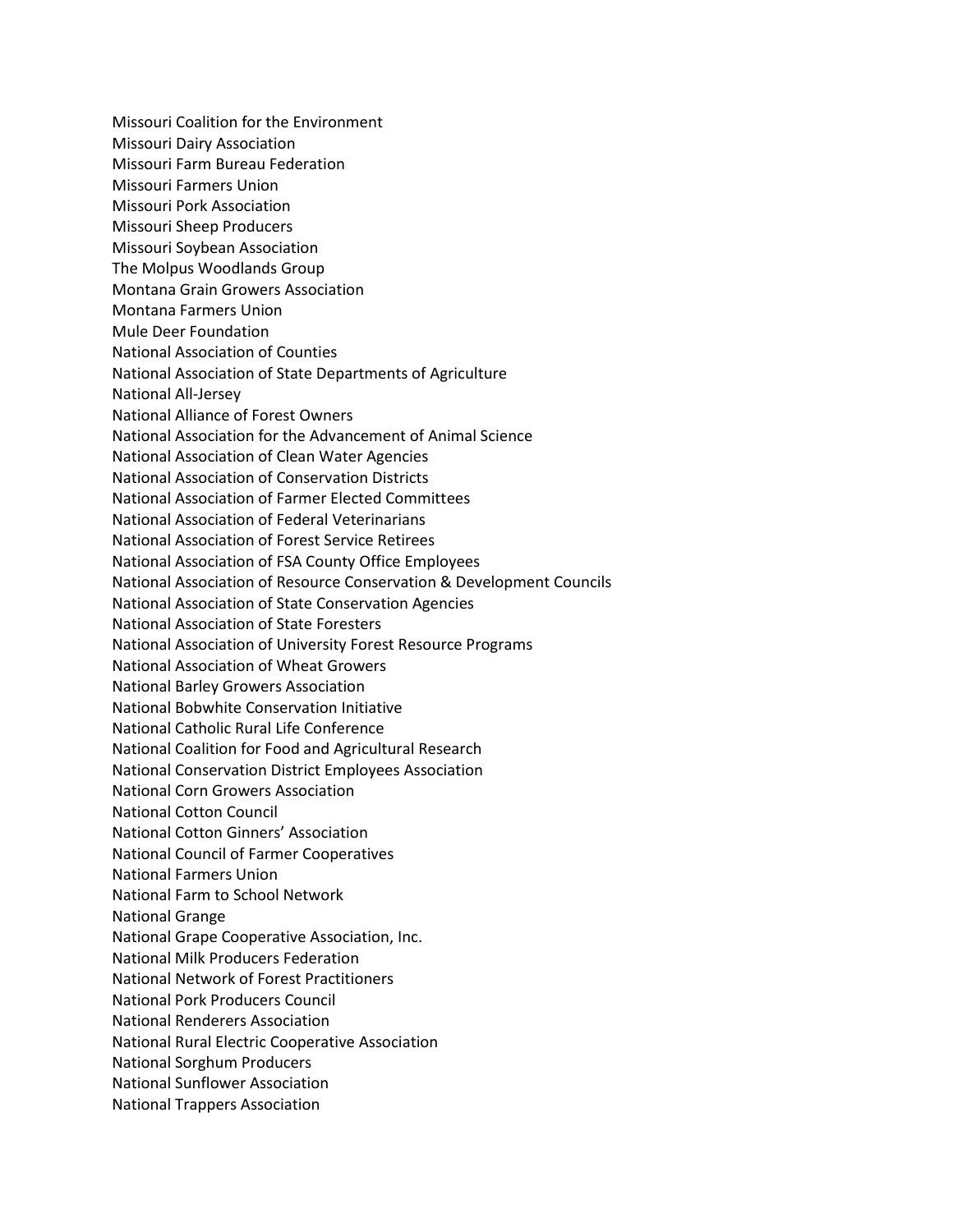Missouri Coalition for the Environment
Missouri Dairy Association
Missouri Farm Bureau Federation
Missouri Farmers Union
Missouri Pork Association
Missouri Sheep Producers
Missouri Soybean Association
The Molpus Woodlands Group
Montana Grain Growers Association
Montana Farmers Union
Mule Deer Foundation
National Association of Counties
National Association of State Departments of Agriculture
National All-Jersey
National Alliance of Forest Owners
National Association for the Advancement of Animal Science
National Association of Clean Water Agencies
National Association of Conservation Districts
National Association of Farmer Elected Committees
National Association of Federal Veterinarians
National Association of Forest Service Retirees
National Association of FSA County Office Employees
National Association of Resource Conservation & Development Councils
National Association of State Conservation Agencies
National Association of State Foresters
National Association of University Forest Resource Programs
National Association of Wheat Growers
National Barley Growers Association
National Bobwhite Conservation Initiative
National Catholic Rural Life Conference
National Coalition for Food and Agricultural Research
National Conservation District Employees Association
National Corn Growers Association
National Cotton Council
National Cotton Ginners' Association
National Council of Farmer Cooperatives
National Farmers Union
National Farm to School Network
National Grange
National Grape Cooperative Association, Inc.
National Milk Producers Federation
National Network of Forest Practitioners
National Pork Producers Council
National Renderers Association
National Rural Electric Cooperative Association
National Sorghum Producers
National Sunflower Association
National Trappers Association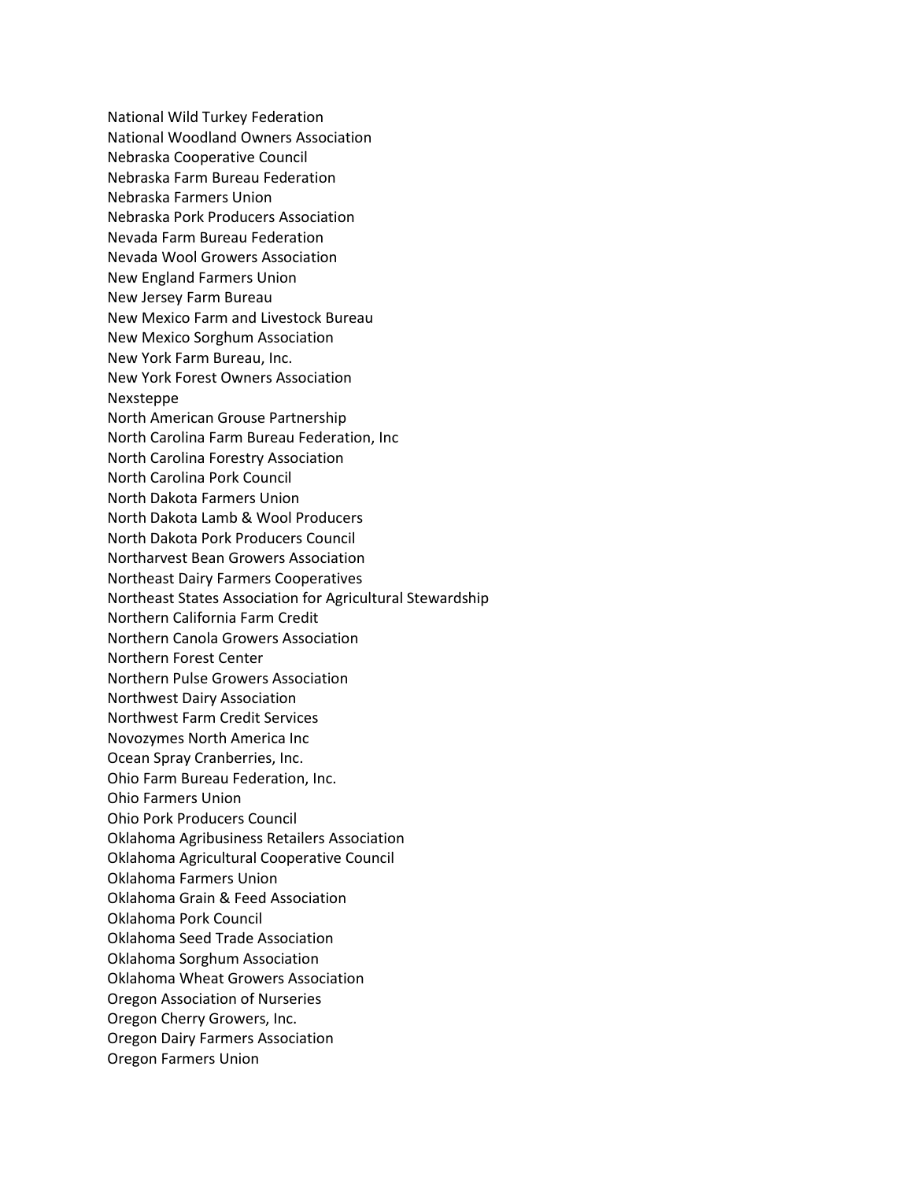National Wild Turkey Federation
National Woodland Owners Association
Nebraska Cooperative Council
Nebraska Farm Bureau Federation
Nebraska Farmers Union
Nebraska Pork Producers Association
Nevada Farm Bureau Federation
Nevada Wool Growers Association
New England Farmers Union
New Jersey Farm Bureau
New Mexico Farm and Livestock Bureau
New Mexico Sorghum Association
New York Farm Bureau, Inc.
New York Forest Owners Association
Nexsteppe
North American Grouse Partnership
North Carolina Farm Bureau Federation, Inc
North Carolina Forestry Association
North Carolina Pork Council
North Dakota Farmers Union
North Dakota Lamb & Wool Producers
North Dakota Pork Producers Council
Northarvest Bean Growers Association
Northeast Dairy Farmers Cooperatives
Northeast States Association for Agricultural Stewardship
Northern California Farm Credit
Northern Canola Growers Association
Northern Forest Center
Northern Pulse Growers Association
Northwest Dairy Association
Northwest Farm Credit Services
Novozymes North America Inc
Ocean Spray Cranberries, Inc.
Ohio Farm Bureau Federation, Inc.
Ohio Farmers Union
Ohio Pork Producers Council
Oklahoma Agribusiness Retailers Association
Oklahoma Agricultural Cooperative Council
Oklahoma Farmers Union
Oklahoma Grain & Feed Association
Oklahoma Pork Council
Oklahoma Seed Trade Association
Oklahoma Sorghum Association
Oklahoma Wheat Growers Association
Oregon Association of Nurseries
Oregon Cherry Growers, Inc.
Oregon Dairy Farmers Association
Oregon Farmers Union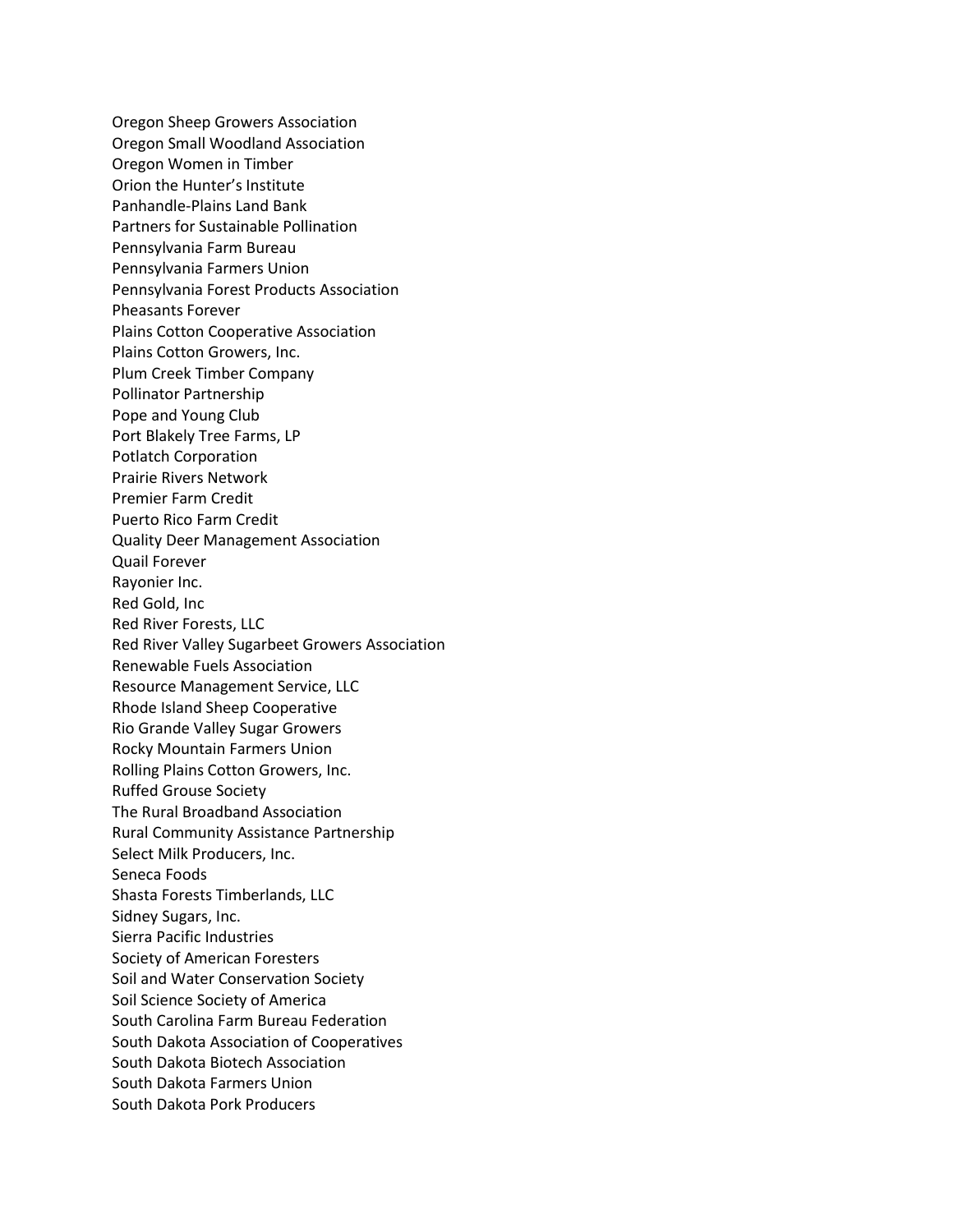Oregon Sheep Growers Association
Oregon Small Woodland Association
Oregon Women in Timber
Orion the Hunter's Institute
Panhandle-Plains Land Bank
Partners for Sustainable Pollination
Pennsylvania Farm Bureau
Pennsylvania Farmers Union
Pennsylvania Forest Products Association
Pheasants Forever
Plains Cotton Cooperative Association
Plains Cotton Growers, Inc.
Plum Creek Timber Company
Pollinator Partnership
Pope and Young Club
Port Blakely Tree Farms, LP
Potlatch Corporation
Prairie Rivers Network
Premier Farm Credit
Puerto Rico Farm Credit
Quality Deer Management Association
Quail Forever
Rayonier Inc.
Red Gold, Inc
Red River Forests, LLC
Red River Valley Sugarbeet Growers Association
Renewable Fuels Association
Resource Management Service, LLC
Rhode Island Sheep Cooperative
Rio Grande Valley Sugar Growers
Rocky Mountain Farmers Union
Rolling Plains Cotton Growers, Inc.
Ruffed Grouse Society
The Rural Broadband Association
Rural Community Assistance Partnership
Select Milk Producers, Inc.
Seneca Foods
Shasta Forests Timberlands, LLC
Sidney Sugars, Inc.
Sierra Pacific Industries
Society of American Foresters
Soil and Water Conservation Society
Soil Science Society of America
South Carolina Farm Bureau Federation
South Dakota Association of Cooperatives
South Dakota Biotech Association
South Dakota Farmers Union
South Dakota Pork Producers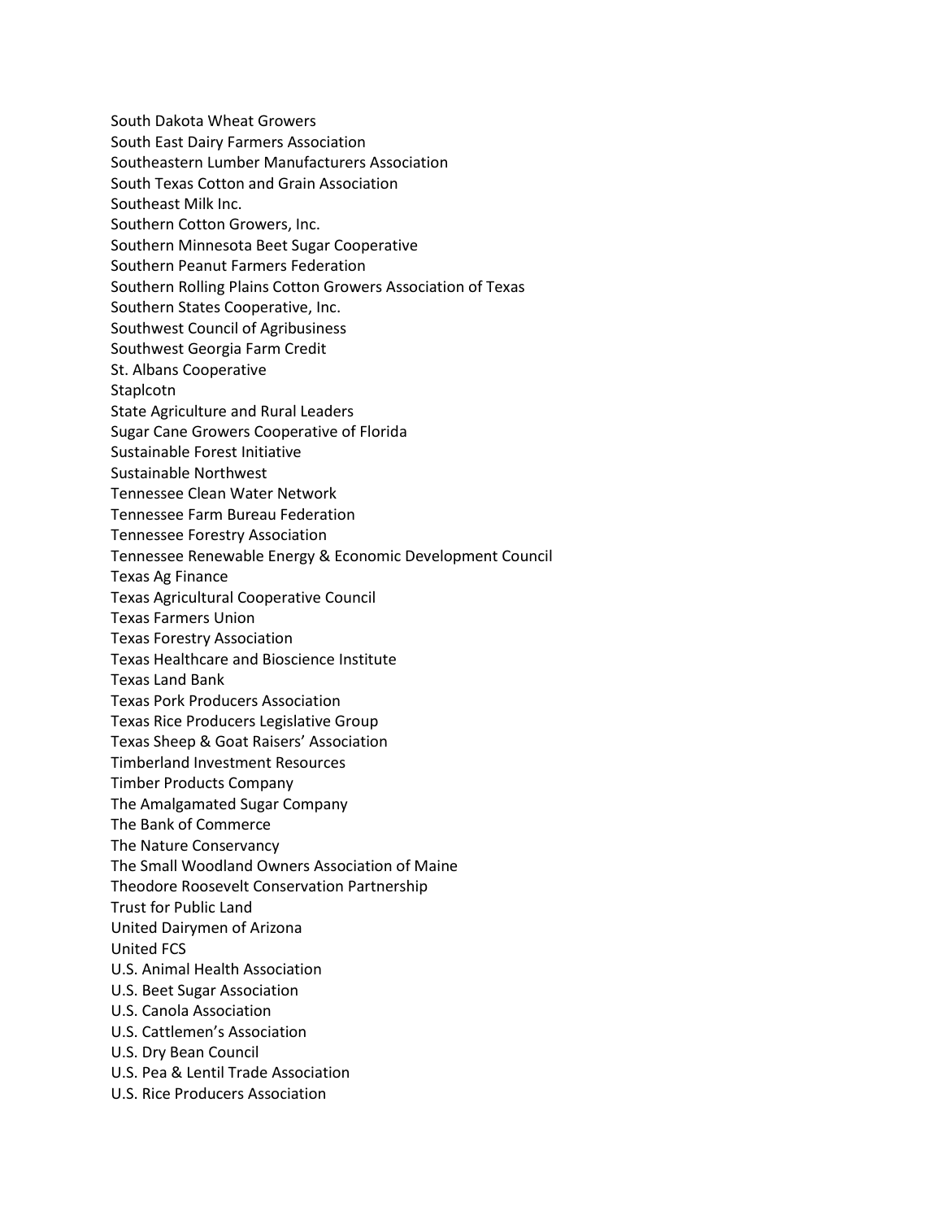South Dakota Wheat Growers
South East Dairy Farmers Association
Southeastern Lumber Manufacturers Association
South Texas Cotton and Grain Association
Southeast Milk Inc.
Southern Cotton Growers, Inc.
Southern Minnesota Beet Sugar Cooperative
Southern Peanut Farmers Federation
Southern Rolling Plains Cotton Growers Association of Texas
Southern States Cooperative, Inc.
Southwest Council of Agribusiness
Southwest Georgia Farm Credit
St. Albans Cooperative
Staplcotn
State Agriculture and Rural Leaders
Sugar Cane Growers Cooperative of Florida
Sustainable Forest Initiative
Sustainable Northwest
Tennessee Clean Water Network
Tennessee Farm Bureau Federation
Tennessee Forestry Association
Tennessee Renewable Energy & Economic Development Council
Texas Ag Finance
Texas Agricultural Cooperative Council
Texas Farmers Union
Texas Forestry Association
Texas Healthcare and Bioscience Institute
Texas Land Bank
Texas Pork Producers Association
Texas Rice Producers Legislative Group
Texas Sheep & Goat Raisers' Association
Timberland Investment Resources
Timber Products Company
The Amalgamated Sugar Company
The Bank of Commerce
The Nature Conservancy
The Small Woodland Owners Association of Maine
Theodore Roosevelt Conservation Partnership
Trust for Public Land
United Dairymen of Arizona
United FCS
U.S. Animal Health Association
U.S. Beet Sugar Association
U.S. Canola Association
U.S. Cattlemen's Association
U.S. Dry Bean Council
U.S. Pea & Lentil Trade Association
U.S. Rice Producers Association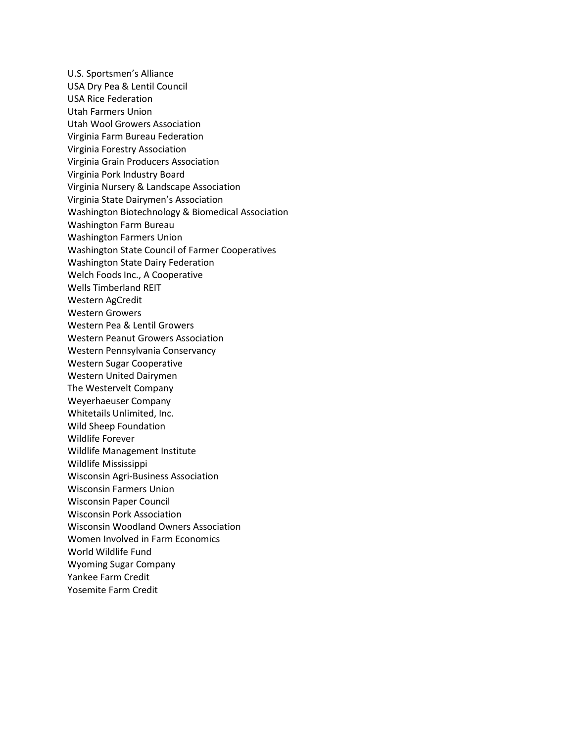U.S. Sportsmen's Alliance
USA Dry Pea & Lentil Council
USA Rice Federation
Utah Farmers Union
Utah Wool Growers Association
Virginia Farm Bureau Federation
Virginia Forestry Association
Virginia Grain Producers Association
Virginia Pork Industry Board
Virginia Nursery & Landscape Association
Virginia State Dairymen's Association
Washington Biotechnology & Biomedical Association
Washington Farm Bureau
Washington Farmers Union
Washington State Council of Farmer Cooperatives
Washington State Dairy Federation
Welch Foods Inc., A Cooperative
Wells Timberland REIT
Western AgCredit
Western Growers
Western Pea & Lentil Growers
Western Peanut Growers Association
Western Pennsylvania Conservancy
Western Sugar Cooperative
Western United Dairymen
The Westervelt Company
Weyerhaeuser Company
Whitetails Unlimited, Inc.
Wild Sheep Foundation
Wildlife Forever
Wildlife Management Institute
Wildlife Mississippi
Wisconsin Agri-Business Association
Wisconsin Farmers Union
Wisconsin Paper Council
Wisconsin Pork Association
Wisconsin Woodland Owners Association
Women Involved in Farm Economics
World Wildlife Fund
Wyoming Sugar Company
Yankee Farm Credit
Yosemite Farm Credit